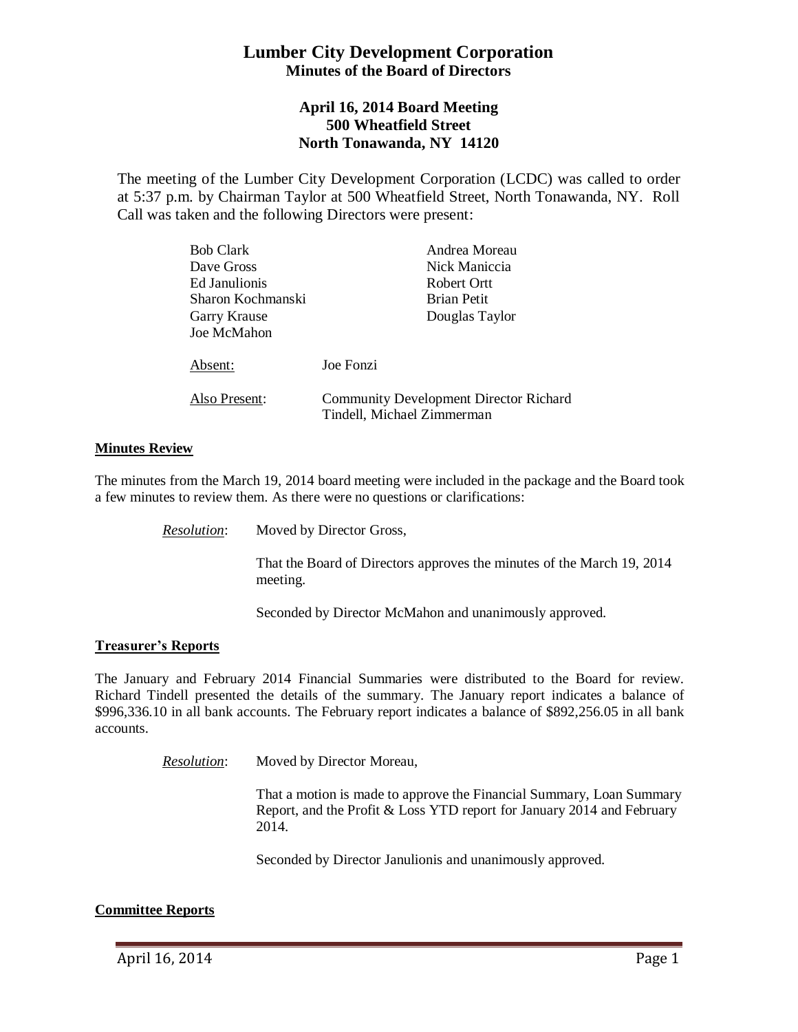# Lumber City Development Corporation

## Minutes of the Board of Directors

### April 16, 2014 Board Meeting
### 500 Wheatfield Street
### North Tonawanda, NY 14120

The meeting of the Lumber City Development Corporation (LCDC) was called to order at 5:37 p.m. by Chairman Taylor at 500 Wheatfield Street, North Tonawanda, NY. Roll Call was taken and the following Directors were present:

| | |
|---|---|
| Bob Clark | Andrea Moreau |
| Dave Gross | Nick Maniccia |
| Ed Janulionis | Robert Ortt |
| Sharon Kochmanski | Brian Petit |
| Garry Krause | Douglas Taylor |
| Joe McMahon | |

<u>Absent:</u> Joe Fonzi

<u>Also Present</u>: Community Development Director Richard Tindell, Michael Zimmerman

**<u>Minutes Review</u>**

The minutes from the March 19, 2014 board meeting were included in the package and the Board took a few minutes to review them. As there were no questions or clarifications:

> *<u>Resolution</u>*: Moved by Director Gross,
>
> That the Board of Directors approves the minutes of the March 19, 2014 meeting.
>
> Seconded by Director McMahon and unanimously approved.

**<u>Treasurer's Reports</u>**

The January and February 2014 Financial Summaries were distributed to the Board for review. Richard Tindell presented the details of the summary. The January report indicates a balance of $996,336.10 in all bank accounts. The February report indicates a balance of $892,256.05 in all bank accounts.

> *<u>Resolution</u>*: Moved by Director Moreau,
>
> That a motion is made to approve the Financial Summary, Loan Summary Report, and the Profit & Loss YTD report for January 2014 and February 2014.
>
> Seconded by Director Janulionis and unanimously approved.

**<u>Committee Reports</u>**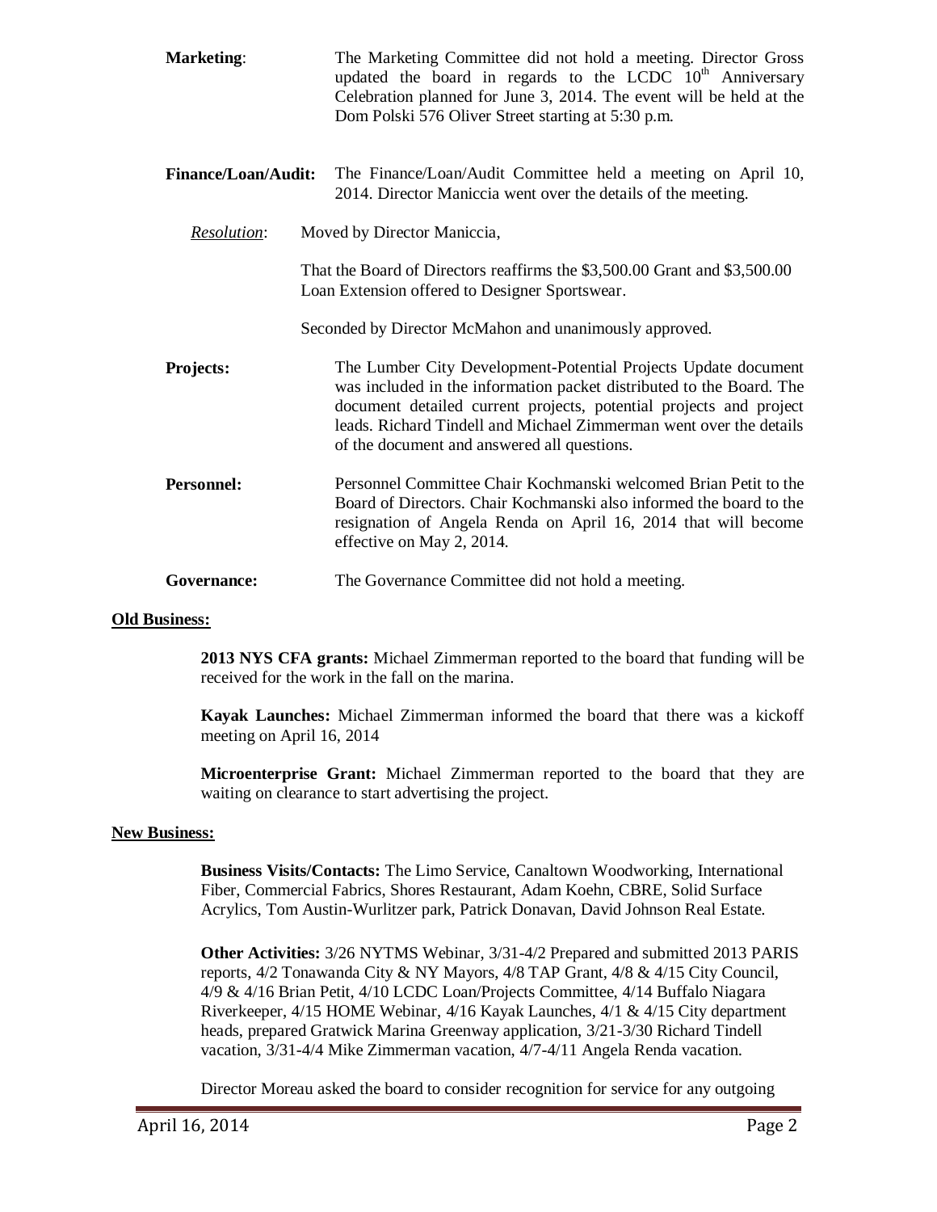**Marketing**: The Marketing Committee did not hold a meeting. Director Gross updated the board in regards to the LCDC 10th Anniversary Celebration planned for June 3, 2014. The event will be held at the Dom Polski 576 Oliver Street starting at 5:30 p.m.

**Finance/Loan/Audit:** The Finance/Loan/Audit Committee held a meeting on April 10, 2014. Director Maniccia went over the details of the meeting.

*Resolution*: Moved by Director Maniccia,

That the Board of Directors reaffirms the $3,500.00 Grant and $3,500.00 Loan Extension offered to Designer Sportswear.

Seconded by Director McMahon and unanimously approved.

**Projects:** The Lumber City Development-Potential Projects Update document was included in the information packet distributed to the Board. The document detailed current projects, potential projects and project leads. Richard Tindell and Michael Zimmerman went over the details of the document and answered all questions.

**Personnel:** Personnel Committee Chair Kochmanski welcomed Brian Petit to the Board of Directors. Chair Kochmanski also informed the board to the resignation of Angela Renda on April 16, 2014 that will become effective on May 2, 2014.

**Governance:** The Governance Committee did not hold a meeting.

**Old Business:**

**2013 NYS CFA grants:** Michael Zimmerman reported to the board that funding will be received for the work in the fall on the marina.

**Kayak Launches:** Michael Zimmerman informed the board that there was a kickoff meeting on April 16, 2014

**Microenterprise Grant:** Michael Zimmerman reported to the board that they are waiting on clearance to start advertising the project.

**New Business:**

**Business Visits/Contacts:** The Limo Service, Canaltown Woodworking, International Fiber, Commercial Fabrics, Shores Restaurant, Adam Koehn, CBRE, Solid Surface Acrylics, Tom Austin-Wurlitzer park, Patrick Donavan, David Johnson Real Estate.

**Other Activities:** 3/26 NYTMS Webinar, 3/31-4/2 Prepared and submitted 2013 PARIS reports, 4/2 Tonawanda City & NY Mayors, 4/8 TAP Grant, 4/8 & 4/15 City Council, 4/9 & 4/16 Brian Petit, 4/10 LCDC Loan/Projects Committee, 4/14 Buffalo Niagara Riverkeeper, 4/15 HOME Webinar, 4/16 Kayak Launches, 4/1 & 4/15 City department heads, prepared Gratwick Marina Greenway application, 3/21-3/30 Richard Tindell vacation, 3/31-4/4 Mike Zimmerman vacation, 4/7-4/11 Angela Renda vacation.

Director Moreau asked the board to consider recognition for service for any outgoing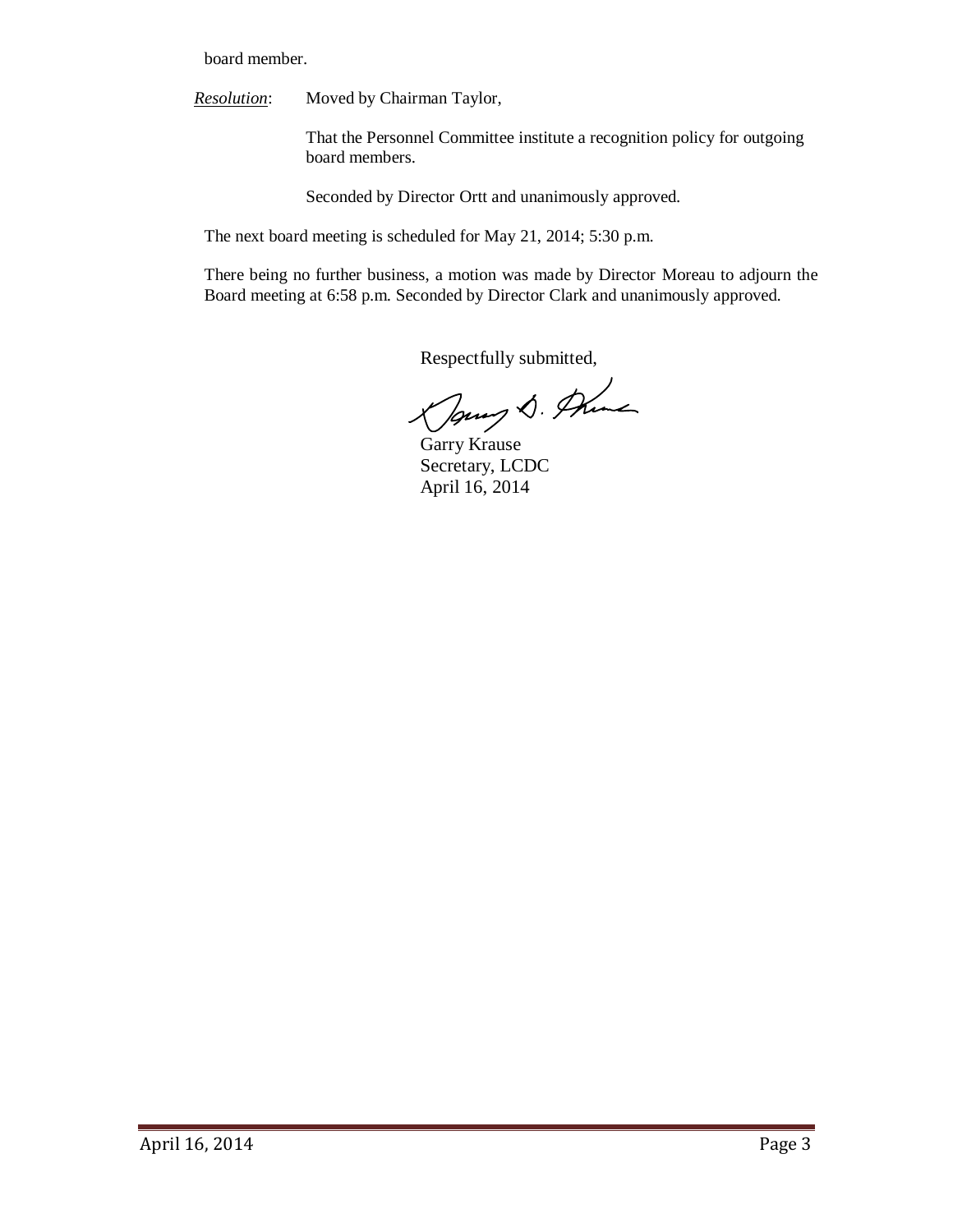board member.

*Resolution*: Moved by Chairman Taylor,

That the Personnel Committee institute a recognition policy for outgoing board members.

Seconded by Director Ortt and unanimously approved.

The next board meeting is scheduled for May 21, 2014; 5:30 p.m.

There being no further business, a motion was made by Director Moreau to adjourn the Board meeting at 6:58 p.m. Seconded by Director Clark and unanimously approved.

Respectfully submitted,

Garry Krause
Secretary, LCDC
April 16, 2014